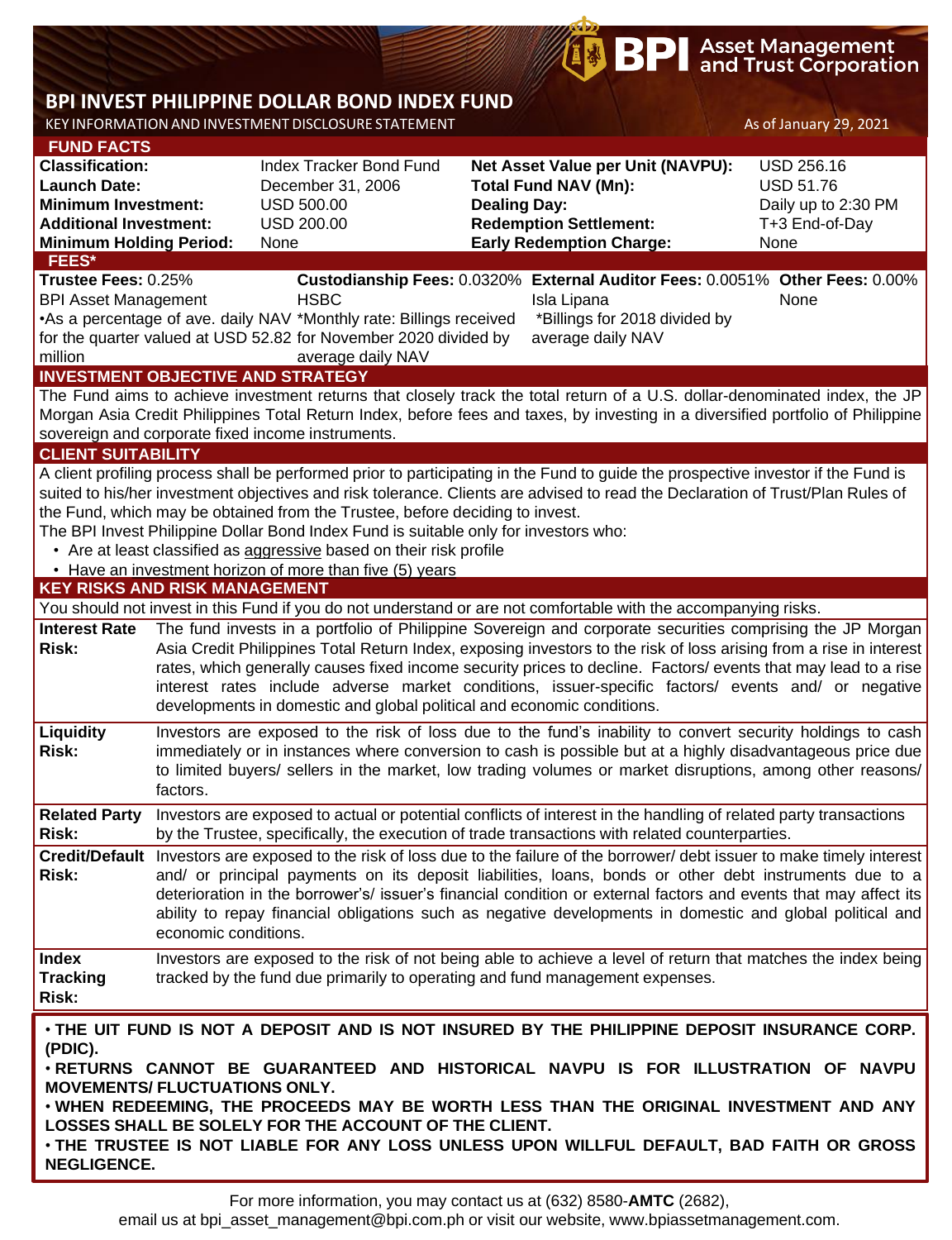# BPI INVEST PHILIPPINE DOLLAR BOND INDEX FUND

KEY INFORMATION AND INVESTMENT DISCLOSURE STATEMENT

As of January 29, 2021

## FUND FACTS

| | | | |
|---|---|---|---|
| **Classification:** | Index Tracker Bond Fund | **Net Asset Value per Unit (NAVPU):** | USD 256.16 |
| **Launch Date:** | December 31, 2006 | **Total Fund NAV (Mn):** | USD 51.76 |
| **Minimum Investment:** | USD 500.00 | **Dealing Day:** | Daily up to 2:30 PM |
| **Additional Investment:** | USD 200.00 | **Redemption Settlement:** | T+3 End-of-Day |
| **Minimum Holding Period:** | None | **Early Redemption Charge:** | None |

## FEES*

| **Trustee Fees:** 0.25% | **Custodianship Fees:** 0.0320% | **External Auditor Fees:** 0.0051% | **Other Fees:** 0.00% |
|---|---|---|---|
| BPI Asset Management | HSBC | Isla Lipana | None |
| •As a percentage of ave. daily NAV for the quarter valued at USD 52.82 million | *Monthly rate: Billings received for November 2020 divided by average daily NAV | *Billings for 2018 divided by average daily NAV | |

## INVESTMENT OBJECTIVE AND STRATEGY

The Fund aims to achieve investment returns that closely track the total return of a U.S. dollar-denominated index, the JP Morgan Asia Credit Philippines Total Return Index, before fees and taxes, by investing in a diversified portfolio of Philippine sovereign and corporate fixed income instruments.

## CLIENT SUITABILITY

A client profiling process shall be performed prior to participating in the Fund to guide the prospective investor if the Fund is suited to his/her investment objectives and risk tolerance. Clients are advised to read the Declaration of Trust/Plan Rules of the Fund, which may be obtained from the Trustee, before deciding to invest.

The BPI Invest Philippine Dollar Bond Index Fund is suitable only for investors who:

- Are at least classified as aggressive based on their risk profile
- Have an investment horizon of more than five (5) years

## KEY RISKS AND RISK MANAGEMENT

You should not invest in this Fund if you do not understand or are not comfortable with the accompanying risks.

| | |
|---|---|
| **Interest Rate Risk:** | The fund invests in a portfolio of Philippine Sovereign and corporate securities comprising the JP Morgan Asia Credit Philippines Total Return Index, exposing investors to the risk of loss arising from a rise in interest rates, which generally causes fixed income security prices to decline. Factors/ events that may lead to a rise interest rates include adverse market conditions, issuer-specific factors/ events and/ or negative developments in domestic and global political and economic conditions. |
| **Liquidity Risk:** | Investors are exposed to the risk of loss due to the fund's inability to convert security holdings to cash immediately or in instances where conversion to cash is possible but at a highly disadvantageous price due to limited buyers/ sellers in the market, low trading volumes or market disruptions, among other reasons/ factors. |
| **Related Party Risk:** | Investors are exposed to actual or potential conflicts of interest in the handling of related party transactions by the Trustee, specifically, the execution of trade transactions with related counterparties. |
| **Credit/Default Risk:** | Investors are exposed to the risk of loss due to the failure of the borrower/ debt issuer to make timely interest and/ or principal payments on its deposit liabilities, loans, bonds or other debt instruments due to a deterioration in the borrower's/ issuer's financial condition or external factors and events that may affect its ability to repay financial obligations such as negative developments in domestic and global political and economic conditions. |
| **Index Tracking Risk:** | Investors are exposed to the risk of not being able to achieve a level of return that matches the index being tracked by the fund due primarily to operating and fund management expenses. |

- **THE UIT FUND IS NOT A DEPOSIT AND IS NOT INSURED BY THE PHILIPPINE DEPOSIT INSURANCE CORP. (PDIC).**
- **RETURNS CANNOT BE GUARANTEED AND HISTORICAL NAVPU IS FOR ILLUSTRATION OF NAVPU MOVEMENTS/ FLUCTUATIONS ONLY.**
- **WHEN REDEEMING, THE PROCEEDS MAY BE WORTH LESS THAN THE ORIGINAL INVESTMENT AND ANY LOSSES SHALL BE SOLELY FOR THE ACCOUNT OF THE CLIENT.**
- **THE TRUSTEE IS NOT LIABLE FOR ANY LOSS UNLESS UPON WILLFUL DEFAULT, BAD FAITH OR GROSS NEGLIGENCE.**

For more information, you may contact us at (632) 8580-**AMTC** (2682), email us at bpi_asset_management@bpi.com.ph or visit our website, www.bpiassetmanagement.com.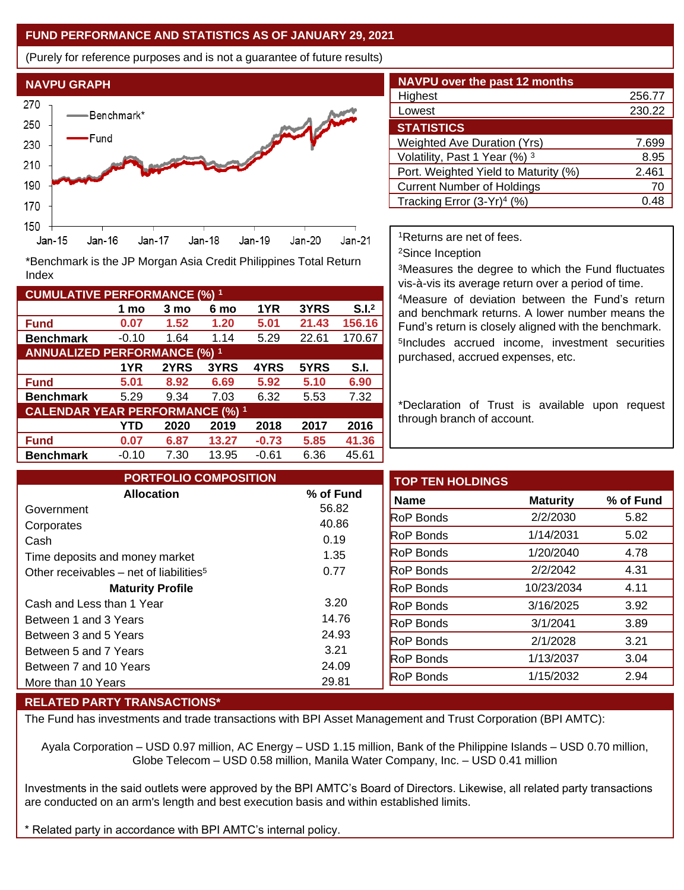## FUND PERFORMANCE AND STATISTICS AS OF JANUARY 29, 2021

(Purely for reference purposes and is not a guarantee of future results)

### NAVPU GRAPH

*Benchmark is the JP Morgan Asia Credit Philippines Total Return Index

| NAVPU over the past 12 months | |
|---|---|
| Highest | 256.77 |
| Lowest | 230.22 |

### STATISTICS

| | |
|---|---|
| Weighted Ave Duration (Yrs) | 7.699 |
| Volatility, Past 1 Year (%) [3] | 8.95 |
| Port. Weighted Yield to Maturity (%) | 2.461 |
| Current Number of Holdings | 70 |
| Tracking Error (3-Yr)[4] (%) | 0.48 |

### CUMULATIVE PERFORMANCE (%) [1]

| | 1 mo | 3 mo | 6 mo | 1YR | 3YRS | S.I.[2] |
|---|---|---|---|---|---|---|
| **Fund** | **0.07** | **1.52** | **1.20** | **5.01** | **21.43** | **156.16** |
| **Benchmark** | -0.10 | 1.64 | 1.14 | 5.29 | 22.61 | 170.67 |

### ANNUALIZED PERFORMANCE (%) [1]

| | 1YR | 2YRS | 3YRS | 4YRS | 5YRS | S.I. |
|---|---|---|---|---|---|---|
| **Fund** | **5.01** | **8.92** | **6.69** | **5.92** | **5.10** | **6.90** |
| **Benchmark** | 5.29 | 9.34 | 7.03 | 6.32 | 5.53 | 7.32 |

### CALENDAR YEAR PERFORMANCE (%) [1]

| | YTD | 2020 | 2019 | 2018 | 2017 | 2016 |
|---|---|---|---|---|---|---|
| **Fund** | **0.07** | **6.87** | **13.27** | **-0.73** | **5.85** | **41.36** |
| **Benchmark** | -0.10 | 7.30 | 13.95 | -0.61 | 6.36 | 45.61 |

[1]Returns are net of fees.

[2]Since Inception

[3]Measures the degree to which the Fund fluctuates vis-à-vis its average return over a period of time.

[4]Measure of deviation between the Fund's return and benchmark returns. A lower number means the Fund's return is closely aligned with the benchmark.

[5]Includes accrued income, investment securities purchased, accrued expenses, etc.

*Declaration of Trust is available upon request through branch of account.

### PORTFOLIO COMPOSITION

| Allocation | % of Fund |
|---|---|
| Government | 56.82 |
| Corporates | 40.86 |
| Cash | 0.19 |
| Time deposits and money market | 1.35 |
| Other receivables – net of liabilities[5] | 0.77 |
| **Maturity Profile** | |
| Cash and Less than 1 Year | 3.20 |
| Between 1 and 3 Years | 14.76 |
| Between 3 and 5 Years | 24.93 |
| Between 5 and 7 Years | 3.21 |
| Between 7 and 10 Years | 24.09 |
| More than 10 Years | 29.81 |

### TOP TEN HOLDINGS

| Name | Maturity | % of Fund |
|---|---|---|
| RoP Bonds | 2/2/2030 | 5.82 |
| RoP Bonds | 1/14/2031 | 5.02 |
| RoP Bonds | 1/20/2040 | 4.78 |
| RoP Bonds | 2/2/2042 | 4.31 |
| RoP Bonds | 10/23/2034 | 4.11 |
| RoP Bonds | 3/16/2025 | 3.92 |
| RoP Bonds | 3/1/2041 | 3.89 |
| RoP Bonds | 2/1/2028 | 3.21 |
| RoP Bonds | 1/13/2037 | 3.04 |
| RoP Bonds | 1/15/2032 | 2.94 |

### RELATED PARTY TRANSACTIONS*

The Fund has investments and trade transactions with BPI Asset Management and Trust Corporation (BPI AMTC):

Ayala Corporation – USD 0.97 million, AC Energy – USD 1.15 million, Bank of the Philippine Islands – USD 0.70 million, Globe Telecom – USD 0.58 million, Manila Water Company, Inc. – USD 0.41 million

Investments in the said outlets were approved by the BPI AMTC's Board of Directors. Likewise, all related party transactions are conducted on an arm's length and best execution basis and within established limits.

\* Related party in accordance with BPI AMTC's internal policy.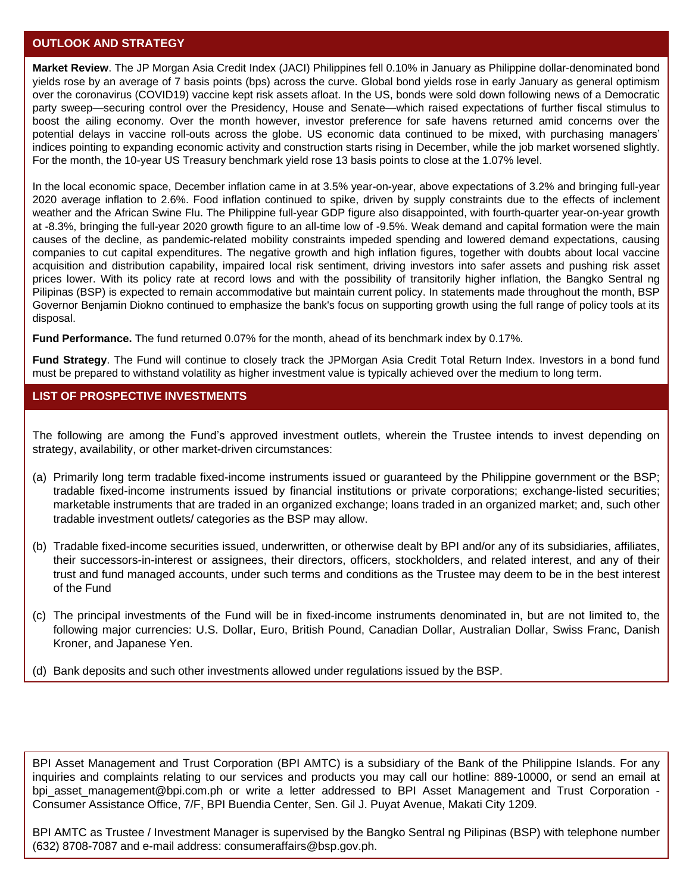## OUTLOOK AND STRATEGY

**Market Review**. The JP Morgan Asia Credit Index (JACI) Philippines fell 0.10% in January as Philippine dollar-denominated bond yields rose by an average of 7 basis points (bps) across the curve. Global bond yields rose in early January as general optimism over the coronavirus (COVID19) vaccine kept risk assets afloat. In the US, bonds were sold down following news of a Democratic party sweep—securing control over the Presidency, House and Senate—which raised expectations of further fiscal stimulus to boost the ailing economy. Over the month however, investor preference for safe havens returned amid concerns over the potential delays in vaccine roll-outs across the globe. US economic data continued to be mixed, with purchasing managers' indices pointing to expanding economic activity and construction starts rising in December, while the job market worsened slightly. For the month, the 10-year US Treasury benchmark yield rose 13 basis points to close at the 1.07% level.

In the local economic space, December inflation came in at 3.5% year-on-year, above expectations of 3.2% and bringing full-year 2020 average inflation to 2.6%. Food inflation continued to spike, driven by supply constraints due to the effects of inclement weather and the African Swine Flu. The Philippine full-year GDP figure also disappointed, with fourth-quarter year-on-year growth at -8.3%, bringing the full-year 2020 growth figure to an all-time low of -9.5%. Weak demand and capital formation were the main causes of the decline, as pandemic-related mobility constraints impeded spending and lowered demand expectations, causing companies to cut capital expenditures. The negative growth and high inflation figures, together with doubts about local vaccine acquisition and distribution capability, impaired local risk sentiment, driving investors into safer assets and pushing risk asset prices lower. With its policy rate at record lows and with the possibility of transitorily higher inflation, the Bangko Sentral ng Pilipinas (BSP) is expected to remain accommodative but maintain current policy. In statements made throughout the month, BSP Governor Benjamin Diokno continued to emphasize the bank's focus on supporting growth using the full range of policy tools at its disposal.

**Fund Performance.** The fund returned 0.07% for the month, ahead of its benchmark index by 0.17%.

**Fund Strategy**. The Fund will continue to closely track the JPMorgan Asia Credit Total Return Index. Investors in a bond fund must be prepared to withstand volatility as higher investment value is typically achieved over the medium to long term.

## LIST OF PROSPECTIVE INVESTMENTS

The following are among the Fund's approved investment outlets, wherein the Trustee intends to invest depending on strategy, availability, or other market-driven circumstances:

(a) Primarily long term tradable fixed-income instruments issued or guaranteed by the Philippine government or the BSP; tradable fixed-income instruments issued by financial institutions or private corporations; exchange-listed securities; marketable instruments that are traded in an organized exchange; loans traded in an organized market; and, such other tradable investment outlets/ categories as the BSP may allow.

(b) Tradable fixed-income securities issued, underwritten, or otherwise dealt by BPI and/or any of its subsidiaries, affiliates, their successors-in-interest or assignees, their directors, officers, stockholders, and related interest, and any of their trust and fund managed accounts, under such terms and conditions as the Trustee may deem to be in the best interest of the Fund

(c) The principal investments of the Fund will be in fixed-income instruments denominated in, but are not limited to, the following major currencies: U.S. Dollar, Euro, British Pound, Canadian Dollar, Australian Dollar, Swiss Franc, Danish Kroner, and Japanese Yen.

(d) Bank deposits and such other investments allowed under regulations issued by the BSP.

BPI Asset Management and Trust Corporation (BPI AMTC) is a subsidiary of the Bank of the Philippine Islands. For any inquiries and complaints relating to our services and products you may call our hotline: 889-10000, or send an email at bpi_asset_management@bpi.com.ph or write a letter addressed to BPI Asset Management and Trust Corporation - Consumer Assistance Office, 7/F, BPI Buendia Center, Sen. Gil J. Puyat Avenue, Makati City 1209.

BPI AMTC as Trustee / Investment Manager is supervised by the Bangko Sentral ng Pilipinas (BSP) with telephone number (632) 8708-7087 and e-mail address: consumeraffairs@bsp.gov.ph.